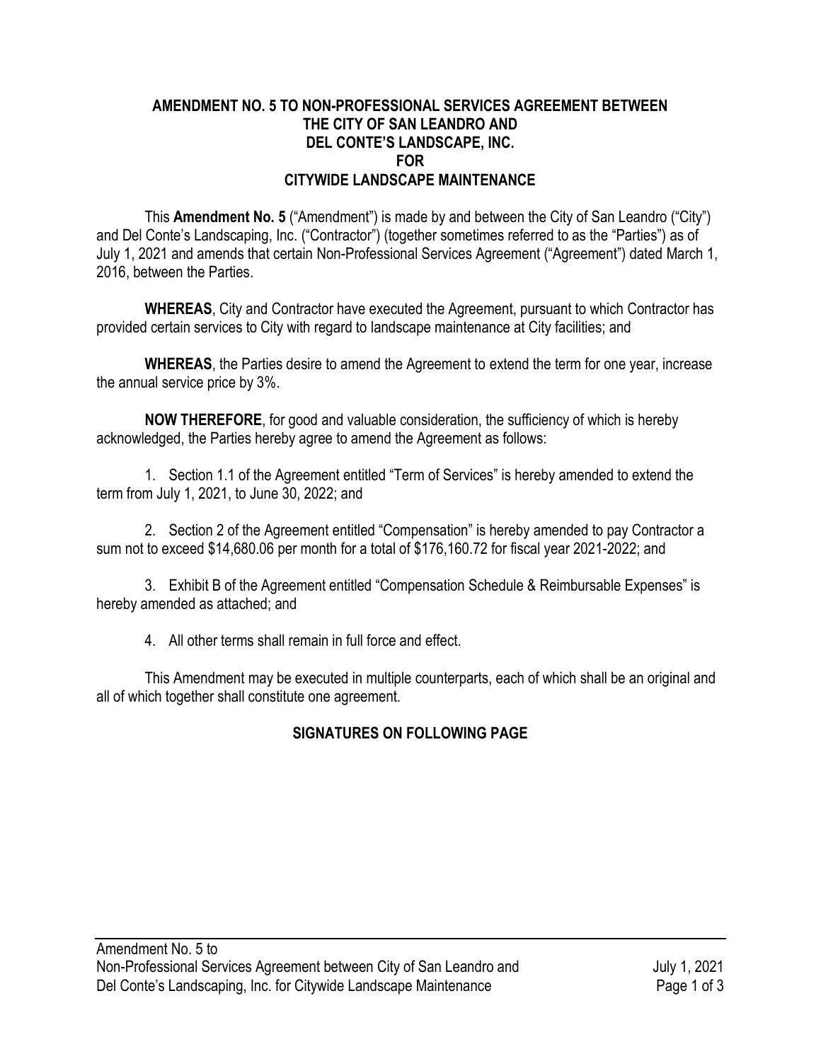# AMENDMENT NO. 5 TO NON-PROFESSIONAL SERVICES AGREEMENT BETWEEN THE CITY OF SAN LEANDRO AND DEL CONTE'S LANDSCAPE, INC. FOR CITYWIDE LANDSCAPE MAINTENANCE

This **Amendment No. 5** ("Amendment") is made by and between the City of San Leandro ("City") and Del Conte's Landscaping, Inc. ("Contractor") (together sometimes referred to as the "Parties") as of July 1, 2021 and amends that certain Non-Professional Services Agreement ("Agreement") dated March 1, 2016, between the Parties.

**WHEREAS**, City and Contractor have executed the Agreement, pursuant to which Contractor has provided certain services to City with regard to landscape maintenance at City facilities; and

**WHEREAS**, the Parties desire to amend the Agreement to extend the term for one year, increase the annual service price by 3%.

**NOW THEREFORE**, for good and valuable consideration, the sufficiency of which is hereby acknowledged, the Parties hereby agree to amend the Agreement as follows:

1. Section 1.1 of the Agreement entitled "Term of Services" is hereby amended to extend the term from July 1, 2021, to June 30, 2022; and

2. Section 2 of the Agreement entitled "Compensation" is hereby amended to pay Contractor a sum not to exceed $14,680.06 per month for a total of $176,160.72 for fiscal year 2021-2022; and

3. Exhibit B of the Agreement entitled "Compensation Schedule & Reimbursable Expenses" is hereby amended as attached; and

4. All other terms shall remain in full force and effect.

This Amendment may be executed in multiple counterparts, each of which shall be an original and all of which together shall constitute one agreement.

**SIGNATURES ON FOLLOWING PAGE**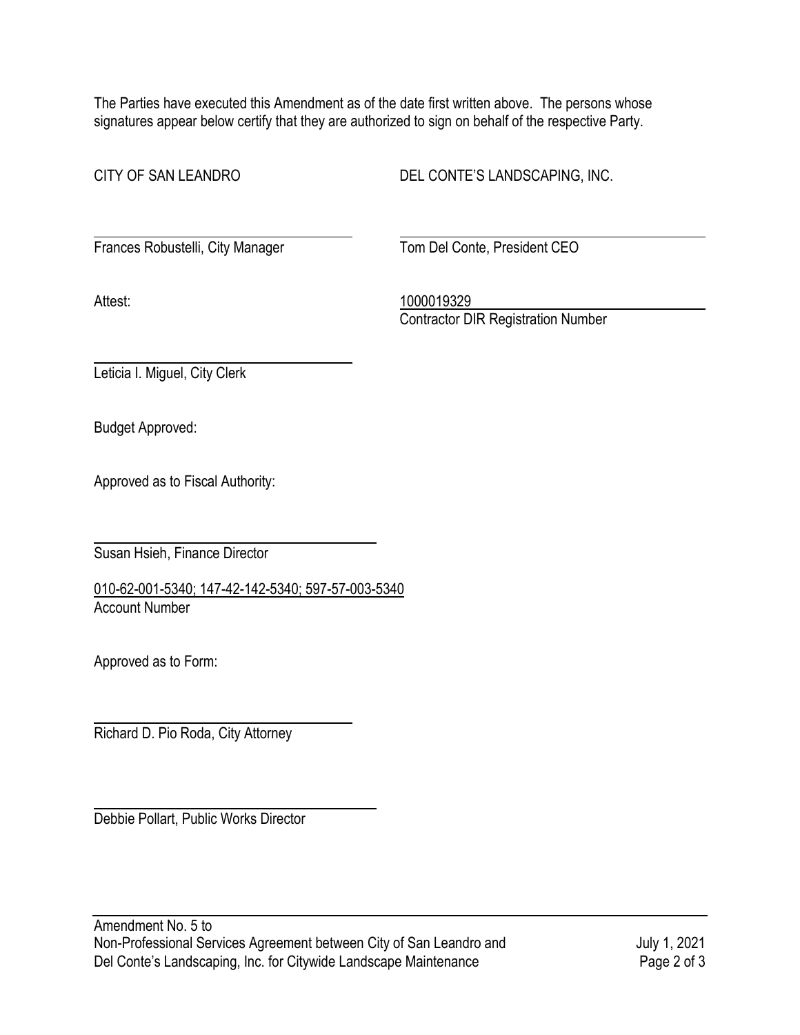The Parties have executed this Amendment as of the date first written above. The persons whose signatures appear below certify that they are authorized to sign on behalf of the respective Party.

CITY OF SAN LEANDRO

DEL CONTE'S LANDSCAPING, INC.

Frances Robustelli, City Manager

Tom Del Conte, President CEO

Attest:

1000019329
Contractor DIR Registration Number

Leticia I. Miguel, City Clerk

Budget Approved:

Approved as to Fiscal Authority:

Susan Hsieh, Finance Director

010-62-001-5340; 147-42-142-5340; 597-57-003-5340
Account Number

Approved as to Form:

Richard D. Pio Roda, City Attorney

Debbie Pollart, Public Works Director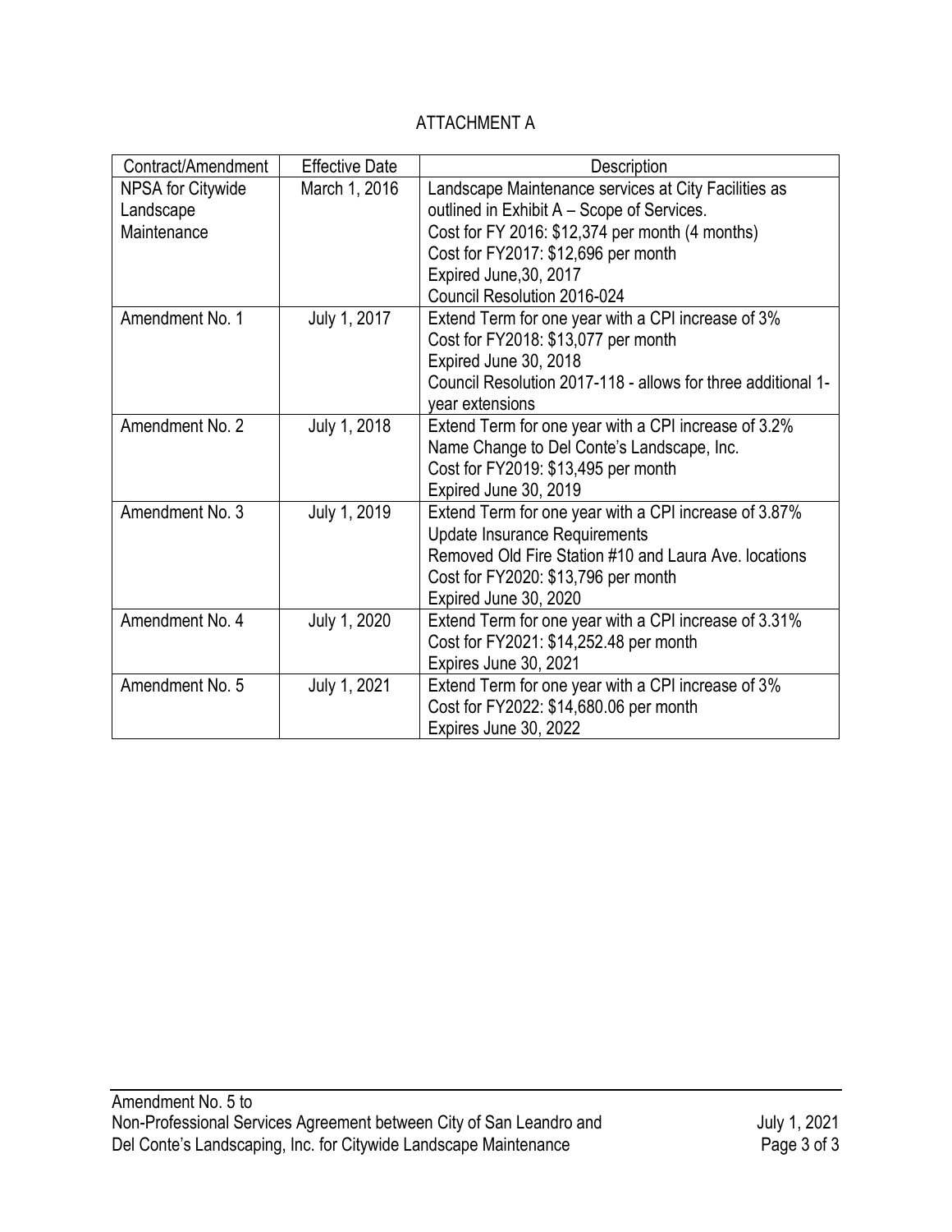# ATTACHMENT A

| Contract/Amendment | Effective Date | Description |
| --- | --- | --- |
| NPSA for Citywide Landscape Maintenance | March 1, 2016 | Landscape Maintenance services at City Facilities as outlined in Exhibit A – Scope of Services.<br>Cost for FY 2016: $12,374 per month (4 months)<br>Cost for FY2017: $12,696 per month<br>Expired June,30, 2017<br>Council Resolution 2016-024 |
| Amendment No. 1 | July 1, 2017 | Extend Term for one year with a CPI increase of 3%<br>Cost for FY2018: $13,077 per month<br>Expired June 30, 2018<br>Council Resolution 2017-118 - allows for three additional 1-year extensions |
| Amendment No. 2 | July 1, 2018 | Extend Term for one year with a CPI increase of 3.2%<br>Name Change to Del Conte's Landscape, Inc.<br>Cost for FY2019: $13,495 per month<br>Expired June 30, 2019 |
| Amendment No. 3 | July 1, 2019 | Extend Term for one year with a CPI increase of 3.87%<br>Update Insurance Requirements<br>Removed Old Fire Station #10 and Laura Ave. locations<br>Cost for FY2020: $13,796 per month<br>Expired June 30, 2020 |
| Amendment No. 4 | July 1, 2020 | Extend Term for one year with a CPI increase of 3.31%<br>Cost for FY2021: $14,252.48 per month<br>Expires June 30, 2021 |
| Amendment No. 5 | July 1, 2021 | Extend Term for one year with a CPI increase of 3%<br>Cost for FY2022: $14,680.06 per month<br>Expires June 30, 2022 |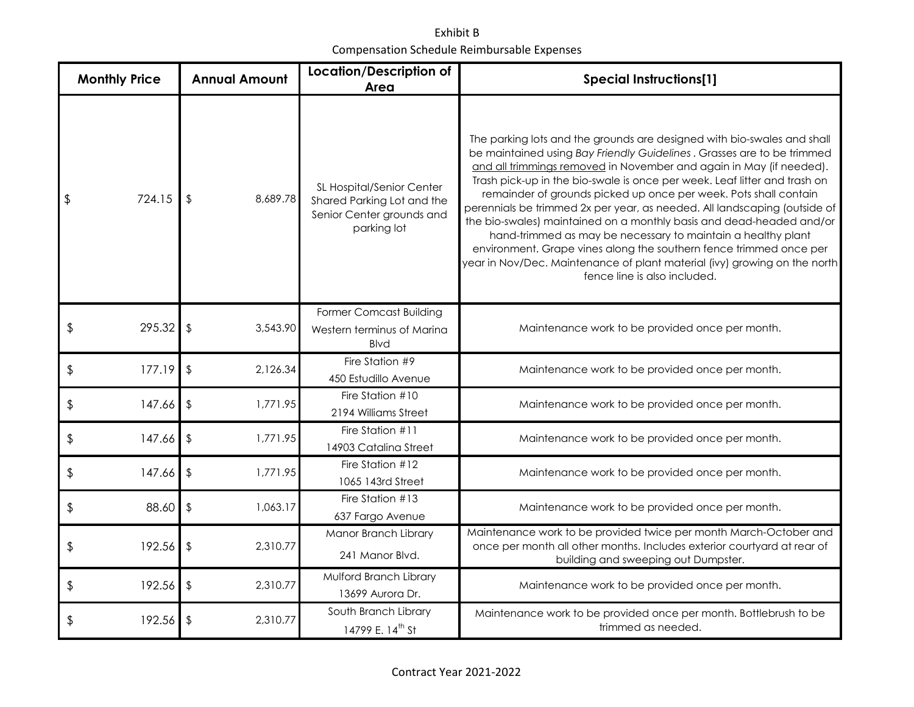Exhibit B

Compensation Schedule Reimbursable Expenses

| Monthly Price | Annual Amount | Location/Description of Area | Special Instructions[1] |
|---|---|---|---|
| $ 724.15 | $ 8,689.78 | SL Hospital/Senior Center Shared Parking Lot and the Senior Center grounds and parking lot | The parking lots and the grounds are designed with bio-swales and shall be maintained using *Bay Friendly Guidelines* . Grasses are to be trimmed <u>and all trimmings removed</u> in November and again in May (if needed). Trash pick-up in the bio-swale is once per week. Leaf litter and trash on remainder of grounds picked up once per week. Pots shall contain perennials be trimmed 2x per year, as needed. All landscaping (outside of the bio-swales) maintained on a monthly basis and dead-headed and/or hand-trimmed as may be necessary to maintain a healthy plant environment. Grape vines along the southern fence trimmed once per year in Nov/Dec. Maintenance of plant material (ivy) growing on the north fence line is also included. |
| $ 295.32 | $ 3,543.90 | Former Comcast Building<br>Western terminus of Marina Blvd | Maintenance work to be provided once per month. |
| $ 177.19 | $ 2,126.34 | Fire Station #9<br>450 Estudillo Avenue | Maintenance work to be provided once per month. |
| $ 147.66 | $ 1,771.95 | Fire Station #10<br>2194 Williams Street | Maintenance work to be provided once per month. |
| $ 147.66 | $ 1,771.95 | Fire Station #11<br>14903 Catalina Street | Maintenance work to be provided once per month. |
| $ 147.66 | $ 1,771.95 | Fire Station #12<br>1065 143rd Street | Maintenance work to be provided once per month. |
| $ 88.60 | $ 1,063.17 | Fire Station #13<br>637 Fargo Avenue | Maintenance work to be provided once per month. |
| $ 192.56 | $ 2,310.77 | Manor Branch Library<br>241 Manor Blvd. | Maintenance work to be provided twice per month March-October and once per month all other months. Includes exterior courtyard at rear of building and sweeping out Dumpster. |
| $ 192.56 | $ 2,310.77 | Mulford Branch Library<br>13699 Aurora Dr. | Maintenance work to be provided once per month. |
| $ 192.56 | $ 2,310.77 | South Branch Library<br>14799 E. 14th St | Maintenance work to be provided once per month. Bottlebrush to be trimmed as needed. |

Contract Year 2021-2022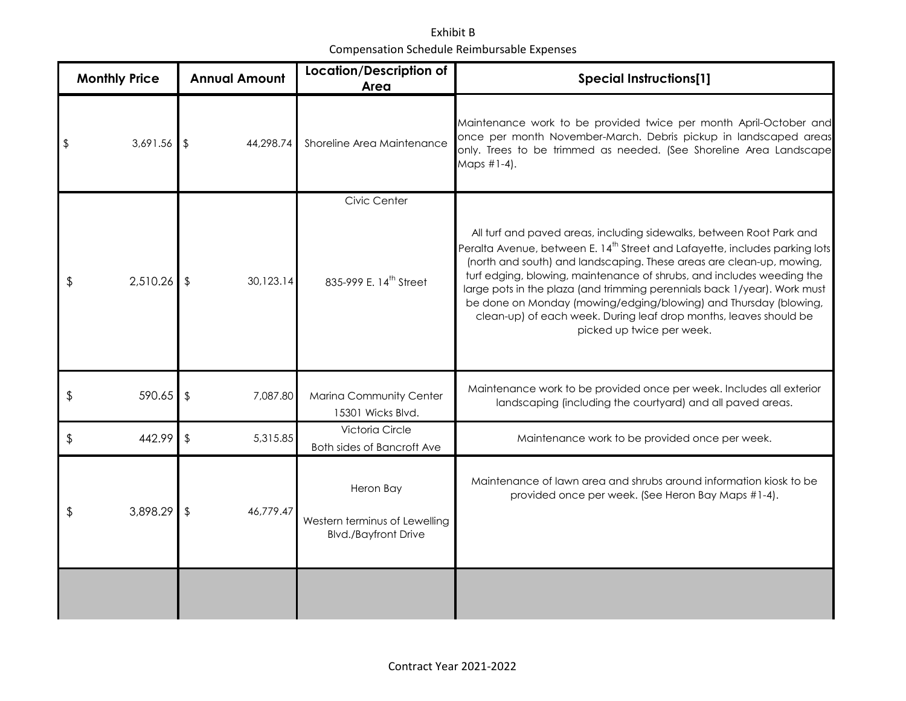Exhibit B

Compensation Schedule Reimbursable Expenses

| Monthly Price | Annual Amount | Location/Description of Area | Special Instructions[1] |
|---|---|---|---|
| $ 3,691.56 | $ 44,298.74 | Shoreline Area Maintenance | Maintenance work to be provided twice per month April-October and once per month November-March. Debris pickup in landscaped areas only. Trees to be trimmed as needed. (See Shoreline Area Landscape Maps #1-4). |
| $ 2,510.26 | $ 30,123.14 | Civic Center<br><br>835-999 E. 14th Street | All turf and paved areas, including sidewalks, between Root Park and Peralta Avenue, between E. 14th Street and Lafayette, includes parking lots (north and south) and landscaping. These areas are clean-up, mowing, turf edging, blowing, maintenance of shrubs, and includes weeding the large pots in the plaza (and trimming perennials back 1/year). Work must be done on Monday (mowing/edging/blowing) and Thursday (blowing, clean-up) of each week. During leaf drop months, leaves should be picked up twice per week. |
| $ 590.65 | $ 7,087.80 | Marina Community Center<br>15301 Wicks Blvd. | Maintenance work to be provided once per week. Includes all exterior landscaping (including the courtyard) and all paved areas. |
| $ 442.99 | $ 5,315.85 | Victoria Circle<br>Both sides of Bancroft Ave | Maintenance work to be provided once per week. |
| $ 3,898.29 | $ 46,779.47 | Heron Bay<br><br>Western terminus of Lewelling Blvd./Bayfront Drive | Maintenance of lawn area and shrubs around information kiosk to be provided once per week. (See Heron Bay Maps #1-4). |
| | | | |

Contract Year 2021-2022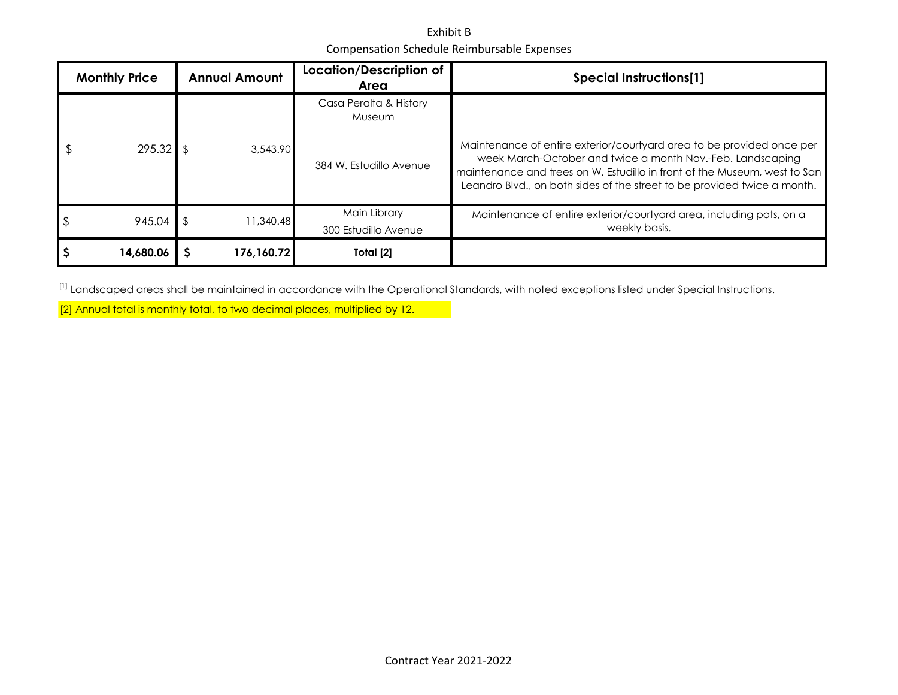Exhibit B

Compensation Schedule Reimbursable Expenses

| Monthly Price | Annual Amount | Location/Description of Area | Special Instructions[1] |
|---|---|---|---|
| $ 295.32 | $ 3,543.90 | Casa Peralta & History Museum<br><br>384 W. Estudillo Avenue | Maintenance of entire exterior/courtyard area to be provided once per week March-October and twice a month Nov.-Feb. Landscaping maintenance and trees on W. Estudillo in front of the Museum, west to San Leandro Blvd., on both sides of the street to be provided twice a month. |
| $ 945.04 | $ 11,340.48 | Main Library<br>300 Estudillo Avenue | Maintenance of entire exterior/courtyard area, including pots, on a weekly basis. |
| **$ 14,680.06** | **$ 176,160.72** | **Total [2]** | |

[1] Landscaped areas shall be maintained in accordance with the Operational Standards, with noted exceptions listed under Special Instructions.

[2] Annual total is monthly total, to two decimal places, multiplied by 12.

Contract Year 2021-2022